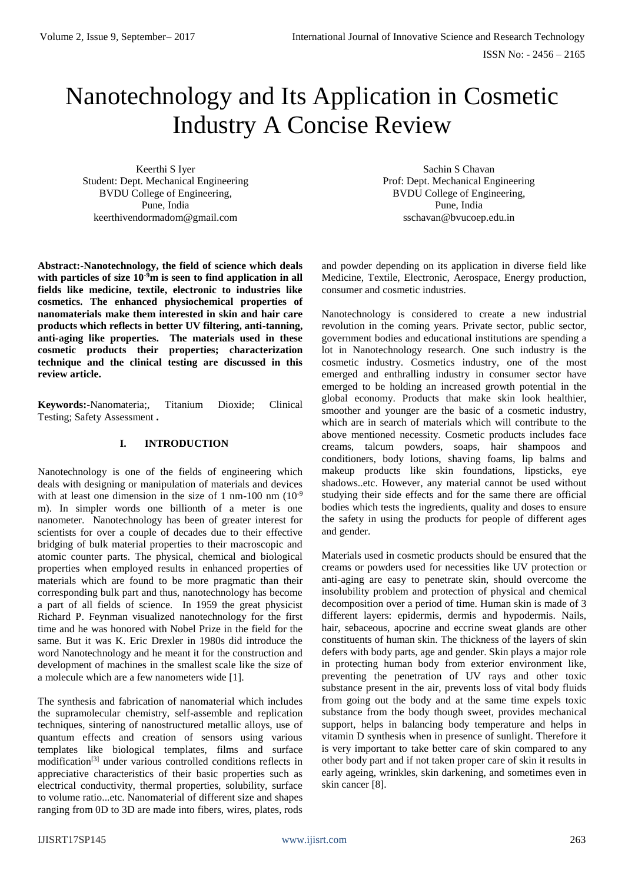# Nanotechnology and Its Application in Cosmetic Industry A Concise Review

Keerthi S Iyer
Student: Dept. Mechanical Engineering
BVDU College of Engineering,
Pune, India
keerthivendormadom@gmail.com

Sachin S Chavan
Prof: Dept. Mechanical Engineering
BVDU College of Engineering,
Pune, India
sschavan@bvucoep.edu.in

**Abstract:-Nanotechnology, the field of science which deals with particles of size $10^{-9}$m is seen to find application in all fields like medicine, textile, electronic to industries like cosmetics. The enhanced physiochemical properties of nanomaterials make them interested in skin and hair care products which reflects in better UV filtering, anti-tanning, anti-aging like properties. The materials used in these cosmetic products their properties; characterization technique and the clinical testing are discussed in this review article.**

**Keywords:-**Nanomateria;, Titanium Dioxide; Clinical Testing; Safety Assessment **.**

## I. INTRODUCTION

Nanotechnology is one of the fields of engineering which deals with designing or manipulation of materials and devices with at least one dimension in the size of 1 nm-100 nm ($10^{-9}$ m). In simpler words one billionth of a meter is one nanometer. Nanotechnology has been of greater interest for scientists for over a couple of decades due to their effective bridging of bulk material properties to their macroscopic and atomic counter parts. The physical, chemical and biological properties when employed results in enhanced properties of materials which are found to be more pragmatic than their corresponding bulk part and thus, nanotechnology has become a part of all fields of science. In 1959 the great physicist Richard P. Feynman visualized nanotechnology for the first time and he was honored with Nobel Prize in the field for the same. But it was K. Eric Drexler in 1980s did introduce the word Nanotechnology and he meant it for the construction and development of machines in the smallest scale like the size of a molecule which are a few nanometers wide [1].

The synthesis and fabrication of nanomaterial which includes the supramolecular chemistry, self-assemble and replication techniques, sintering of nanostructured metallic alloys, use of quantum effects and creation of sensors using various templates like biological templates, films and surface modification[3] under various controlled conditions reflects in appreciative characteristics of their basic properties such as electrical conductivity, thermal properties, solubility, surface to volume ratio...etc. Nanomaterial of different size and shapes ranging from 0D to 3D are made into fibers, wires, plates, rods and powder depending on its application in diverse field like Medicine, Textile, Electronic, Aerospace, Energy production, consumer and cosmetic industries.

Nanotechnology is considered to create a new industrial revolution in the coming years. Private sector, public sector, government bodies and educational institutions are spending a lot in Nanotechnology research. One such industry is the cosmetic industry. Cosmetics industry, one of the most emerged and enthralling industry in consumer sector have emerged to be holding an increased growth potential in the global economy. Products that make skin look healthier, smoother and younger are the basic of a cosmetic industry, which are in search of materials which will contribute to the above mentioned necessity. Cosmetic products includes face creams, talcum powders, soaps, hair shampoos and conditioners, body lotions, shaving foams, lip balms and makeup products like skin foundations, lipsticks, eye shadows..etc. However, any material cannot be used without studying their side effects and for the same there are official bodies which tests the ingredients, quality and doses to ensure the safety in using the products for people of different ages and gender.

Materials used in cosmetic products should be ensured that the creams or powders used for necessities like UV protection or anti-aging are easy to penetrate skin, should overcome the insolubility problem and protection of physical and chemical decomposition over a period of time. Human skin is made of 3 different layers: epidermis, dermis and hypodermis. Nails, hair, sebaceous, apocrine and eccrine sweat glands are other constituents of human skin. The thickness of the layers of skin defers with body parts, age and gender. Skin plays a major role in protecting human body from exterior environment like, preventing the penetration of UV rays and other toxic substance present in the air, prevents loss of vital body fluids from going out the body and at the same time expels toxic substance from the body though sweet, provides mechanical support, helps in balancing body temperature and helps in vitamin D synthesis when in presence of sunlight. Therefore it is very important to take better care of skin compared to any other body part and if not taken proper care of skin it results in early ageing, wrinkles, skin darkening, and sometimes even in skin cancer [8].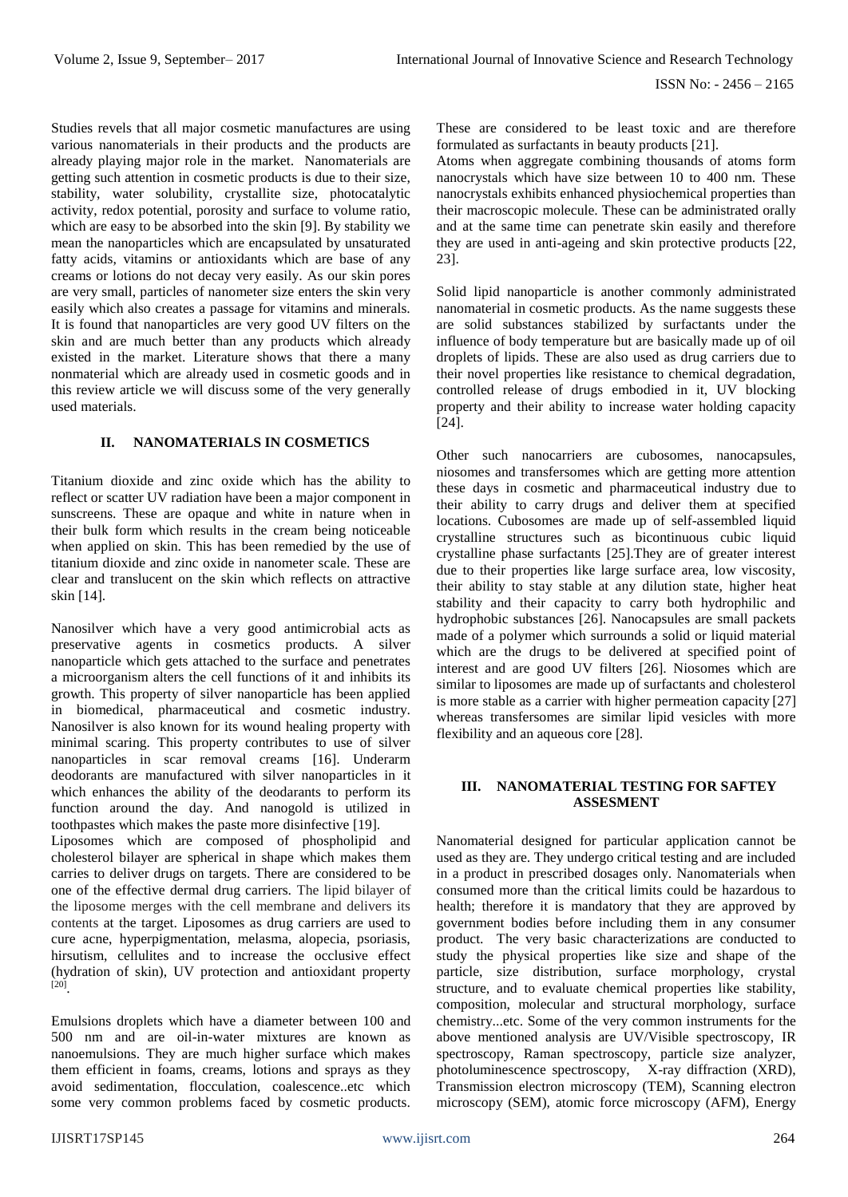Studies revels that all major cosmetic manufactures are using various nanomaterials in their products and the products are already playing major role in the market. Nanomaterials are getting such attention in cosmetic products is due to their size, stability, water solubility, crystallite size, photocatalytic activity, redox potential, porosity and surface to volume ratio, which are easy to be absorbed into the skin [9]. By stability we mean the nanoparticles which are encapsulated by unsaturated fatty acids, vitamins or antioxidants which are base of any creams or lotions do not decay very easily. As our skin pores are very small, particles of nanometer size enters the skin very easily which also creates a passage for vitamins and minerals. It is found that nanoparticles are very good UV filters on the skin and are much better than any products which already existed in the market. Literature shows that there a many nonmaterial which are already used in cosmetic goods and in this review article we will discuss some of the very generally used materials.

## II. NANOMATERIALS IN COSMETICS

Titanium dioxide and zinc oxide which has the ability to reflect or scatter UV radiation have been a major component in sunscreens. These are opaque and white in nature when in their bulk form which results in the cream being noticeable when applied on skin. This has been remedied by the use of titanium dioxide and zinc oxide in nanometer scale. These are clear and translucent on the skin which reflects on attractive skin [14].

Nanosilver which have a very good antimicrobial acts as preservative agents in cosmetics products. A silver nanoparticle which gets attached to the surface and penetrates a microorganism alters the cell functions of it and inhibits its growth. This property of silver nanoparticle has been applied in biomedical, pharmaceutical and cosmetic industry. Nanosilver is also known for its wound healing property with minimal scaring. This property contributes to use of silver nanoparticles in scar removal creams [16]. Underarm deodorants are manufactured with silver nanoparticles in it which enhances the ability of the deodarants to perform its function around the day. And nanogold is utilized in toothpastes which makes the paste more disinfective [19].

Liposomes which are composed of phospholipid and cholesterol bilayer are spherical in shape which makes them carries to deliver drugs on targets. There are considered to be one of the effective dermal drug carriers. The lipid bilayer of the liposome merges with the cell membrane and delivers its contents at the target. Liposomes as drug carriers are used to cure acne, hyperpigmentation, melasma, alopecia, psoriasis, hirsutism, cellulites and to increase the occlusive effect (hydration of skin), UV protection and antioxidant property [20].

Emulsions droplets which have a diameter between 100 and 500 nm and are oil-in-water mixtures are known as nanoemulsions. They are much higher surface which makes them efficient in foams, creams, lotions and sprays as they avoid sedimentation, flocculation, coalescence..etc which some very common problems faced by cosmetic products. These are considered to be least toxic and are therefore formulated as surfactants in beauty products [21].

Atoms when aggregate combining thousands of atoms form nanocrystals which have size between 10 to 400 nm. These nanocrystals exhibits enhanced physiochemical properties than their macroscopic molecule. These can be administrated orally and at the same time can penetrate skin easily and therefore they are used in anti-ageing and skin protective products [22, 23].

Solid lipid nanoparticle is another commonly administrated nanomaterial in cosmetic products. As the name suggests these are solid substances stabilized by surfactants under the influence of body temperature but are basically made up of oil droplets of lipids. These are also used as drug carriers due to their novel properties like resistance to chemical degradation, controlled release of drugs embodied in it, UV blocking property and their ability to increase water holding capacity [24].

Other such nanocarriers are cubosomes, nanocapsules, niosomes and transfersomes which are getting more attention these days in cosmetic and pharmaceutical industry due to their ability to carry drugs and deliver them at specified locations. Cubosomes are made up of self-assembled liquid crystalline structures such as bicontinuous cubic liquid crystalline phase surfactants [25].They are of greater interest due to their properties like large surface area, low viscosity, their ability to stay stable at any dilution state, higher heat stability and their capacity to carry both hydrophilic and hydrophobic substances [26]. Nanocapsules are small packets made of a polymer which surrounds a solid or liquid material which are the drugs to be delivered at specified point of interest and are good UV filters [26]. Niosomes which are similar to liposomes are made up of surfactants and cholesterol is more stable as a carrier with higher permeation capacity [27] whereas transfersomes are similar lipid vesicles with more flexibility and an aqueous core [28].

## III. NANOMATERIAL TESTING FOR SAFTEY ASSESMENT

Nanomaterial designed for particular application cannot be used as they are. They undergo critical testing and are included in a product in prescribed dosages only. Nanomaterials when consumed more than the critical limits could be hazardous to health; therefore it is mandatory that they are approved by government bodies before including them in any consumer product. The very basic characterizations are conducted to study the physical properties like size and shape of the particle, size distribution, surface morphology, crystal structure, and to evaluate chemical properties like stability, composition, molecular and structural morphology, surface chemistry...etc. Some of the very common instruments for the above mentioned analysis are UV/Visible spectroscopy, IR spectroscopy, Raman spectroscopy, particle size analyzer, photoluminescence spectroscopy, X-ray diffraction (XRD), Transmission electron microscopy (TEM), Scanning electron microscopy (SEM), atomic force microscopy (AFM), Energy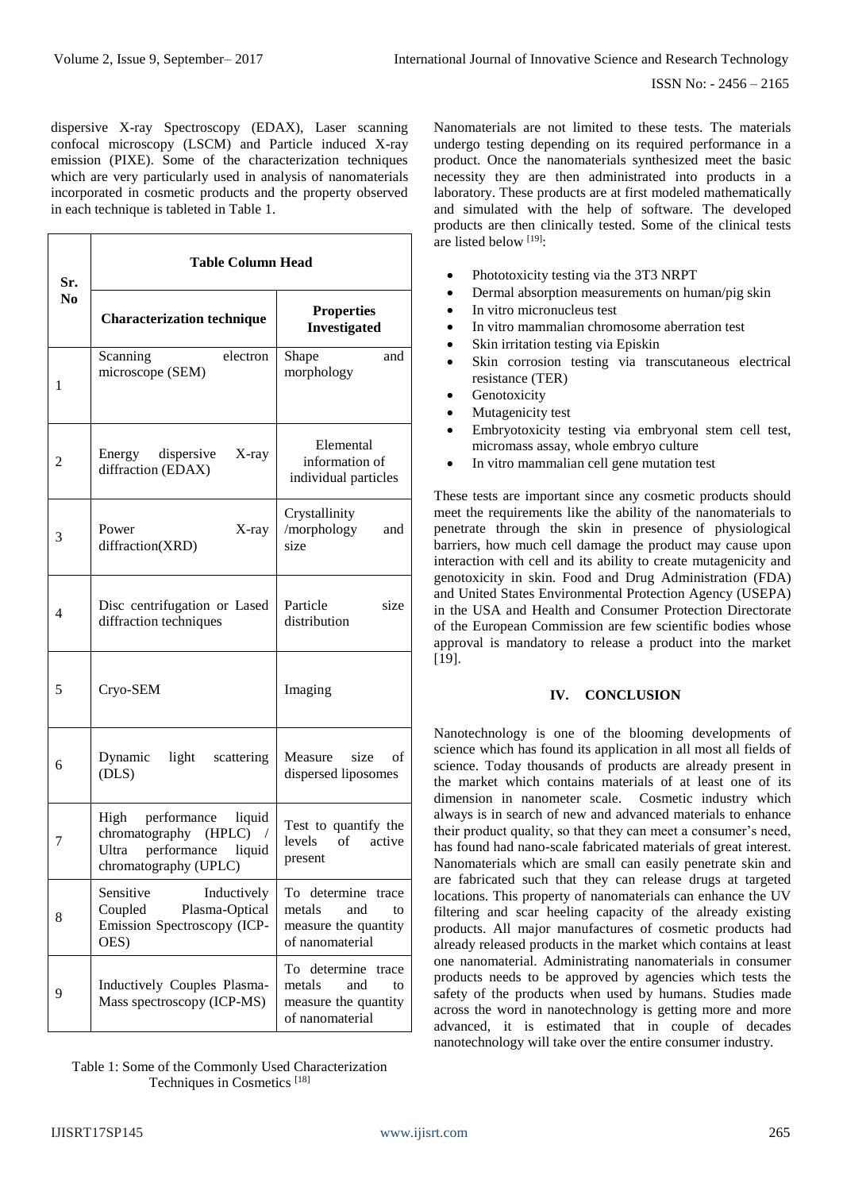dispersive X-ray Spectroscopy (EDAX), Laser scanning confocal microscopy (LSCM) and Particle induced X-ray emission (PIXE). Some of the characterization techniques which are very particularly used in analysis of nanomaterials incorporated in cosmetic products and the property observed in each technique is tableted in Table 1.

| Sr. No | Table Column Head | |
|---|---|---|
| | **Characterization technique** | **Properties Investigated** |
| 1 | Scanning electron microscope (SEM) | Shape and morphology |
| 2 | Energy dispersive X-ray diffraction (EDAX) | Elemental information of individual particles |
| 3 | Power X-ray diffraction(XRD) | Crystallinity /morphology and size |
| 4 | Disc centrifugation or Lased diffraction techniques | Particle size distribution |
| 5 | Cryo-SEM | Imaging |
| 6 | Dynamic light scattering (DLS) | Measure size of dispersed liposomes |
| 7 | High performance liquid chromatography (HPLC) / Ultra performance liquid chromatography (UPLC) | Test to quantify the levels of active present |
| 8 | Sensitive Inductively Coupled Plasma-Optical Emission Spectroscopy (ICP-OES) | To determine trace metals and to measure the quantity of nanomaterial |
| 9 | Inductively Couples Plasma-Mass spectroscopy (ICP-MS) | To determine trace metals and to measure the quantity of nanomaterial |

Table 1: Some of the Commonly Used Characterization Techniques in Cosmetics [18]

Nanomaterials are not limited to these tests. The materials undergo testing depending on its required performance in a product. Once the nanomaterials synthesized meet the basic necessity they are then administrated into products in a laboratory. These products are at first modeled mathematically and simulated with the help of software. The developed products are then clinically tested. Some of the clinical tests are listed below [19]:

- Phototoxicity testing via the 3T3 NRPT
- Dermal absorption measurements on human/pig skin
- In vitro micronucleus test
- In vitro mammalian chromosome aberration test
- Skin irritation testing via Episkin
- Skin corrosion testing via transcutaneous electrical resistance (TER)
- Genotoxicity
- Mutagenicity test
- Embryotoxicity testing via embryonal stem cell test, micromass assay, whole embryo culture
- In vitro mammalian cell gene mutation test

These tests are important since any cosmetic products should meet the requirements like the ability of the nanomaterials to penetrate through the skin in presence of physiological barriers, how much cell damage the product may cause upon interaction with cell and its ability to create mutagenicity and genotoxicity in skin. Food and Drug Administration (FDA) and United States Environmental Protection Agency (USEPA) in the USA and Health and Consumer Protection Directorate of the European Commission are few scientific bodies whose approval is mandatory to release a product into the market [19].

## IV. CONCLUSION

Nanotechnology is one of the blooming developments of science which has found its application in all most all fields of science. Today thousands of products are already present in the market which contains materials of at least one of its dimension in nanometer scale. Cosmetic industry which always is in search of new and advanced materials to enhance their product quality, so that they can meet a consumer's need, has found had nano-scale fabricated materials of great interest. Nanomaterials which are small can easily penetrate skin and are fabricated such that they can release drugs at targeted locations. This property of nanomaterials can enhance the UV filtering and scar heeling capacity of the already existing products. All major manufactures of cosmetic products had already released products in the market which contains at least one nanomaterial. Administrating nanomaterials in consumer products needs to be approved by agencies which tests the safety of the products when used by humans. Studies made across the word in nanotechnology is getting more and more advanced, it is estimated that in couple of decades nanotechnology will take over the entire consumer industry.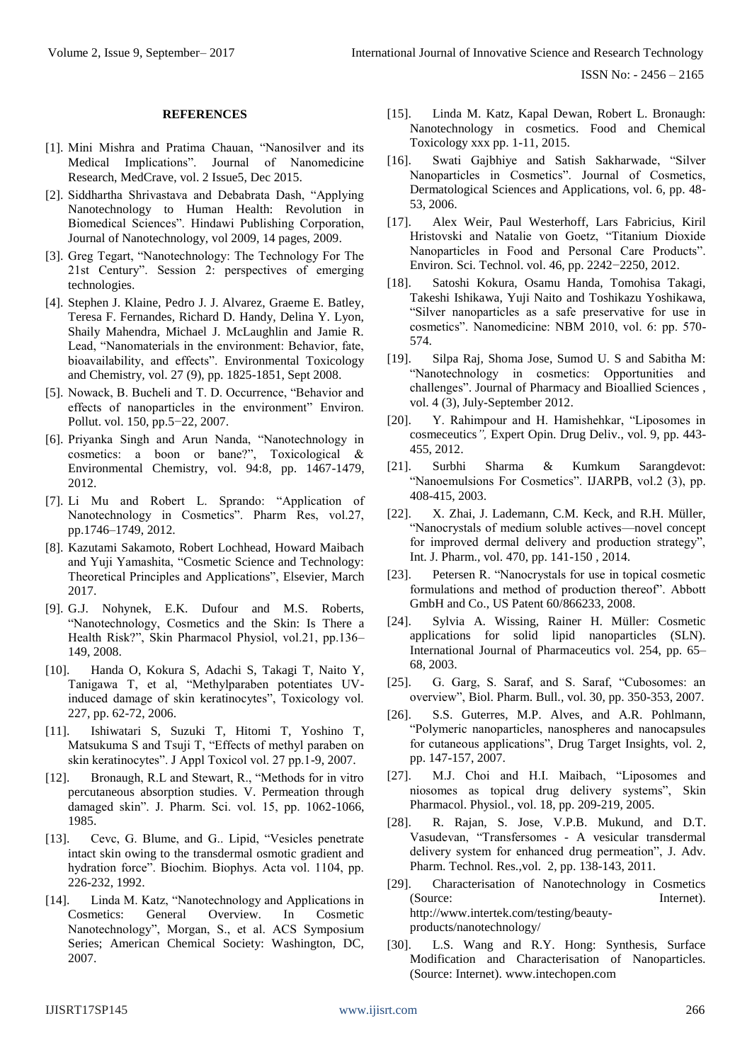## REFERENCES

[1]. Mini Mishra and Pratima Chauan, "Nanosilver and its Medical Implications". Journal of Nanomedicine Research, MedCrave, vol. 2 Issue5, Dec 2015.

[2]. Siddhartha Shrivastava and Debabrata Dash, "Applying Nanotechnology to Human Health: Revolution in Biomedical Sciences". Hindawi Publishing Corporation, Journal of Nanotechnology, vol 2009, 14 pages, 2009.

[3]. Greg Tegart, "Nanotechnology: The Technology For The 21st Century". Session 2: perspectives of emerging technologies.

[4]. Stephen J. Klaine, Pedro J. J. Alvarez, Graeme E. Batley, Teresa F. Fernandes, Richard D. Handy, Delina Y. Lyon, Shaily Mahendra, Michael J. McLaughlin and Jamie R. Lead, "Nanomaterials in the environment: Behavior, fate, bioavailability, and effects". Environmental Toxicology and Chemistry, vol. 27 (9), pp. 1825-1851, Sept 2008.

[5]. Nowack, B. Bucheli and T. D. Occurrence, "Behavior and effects of nanoparticles in the environment" Environ. Pollut. vol. 150, pp.5−22, 2007.

[6]. Priyanka Singh and Arun Nanda, "Nanotechnology in cosmetics: a boon or bane?", Toxicological & Environmental Chemistry, vol. 94:8, pp. 1467-1479, 2012.

[7]. Li Mu and Robert L. Sprando: "Application of Nanotechnology in Cosmetics". Pharm Res, vol.27, pp.1746–1749, 2012.

[8]. Kazutami Sakamoto, Robert Lochhead, Howard Maibach and Yuji Yamashita, "Cosmetic Science and Technology: Theoretical Principles and Applications", Elsevier, March 2017.

[9]. G.J. Nohynek, E.K. Dufour and M.S. Roberts, "Nanotechnology, Cosmetics and the Skin: Is There a Health Risk?", Skin Pharmacol Physiol, vol.21, pp.136–149, 2008.

[10]. Handa O, Kokura S, Adachi S, Takagi T, Naito Y, Tanigawa T, et al, "Methylparaben potentiates UV-induced damage of skin keratinocytes", Toxicology vol. 227, pp. 62-72, 2006.

[11]. Ishiwatari S, Suzuki T, Hitomi T, Yoshino T, Matsukuma S and Tsuji T, "Effects of methyl paraben on skin keratinocytes". J Appl Toxicol vol. 27 pp.1-9, 2007.

[12]. Bronaugh, R.L and Stewart, R., "Methods for in vitro percutaneous absorption studies. V. Permeation through damaged skin". J. Pharm. Sci. vol. 15, pp. 1062-1066, 1985.

[13]. Cevc, G. Blume, and G.. Lipid, "Vesicles penetrate intact skin owing to the transdermal osmotic gradient and hydration force". Biochim. Biophys. Acta vol. 1104, pp. 226-232, 1992.

[14]. Linda M. Katz, "Nanotechnology and Applications in Cosmetics: General Overview. In Cosmetic Nanotechnology", Morgan, S., et al. ACS Symposium Series; American Chemical Society: Washington, DC, 2007.

[15]. Linda M. Katz, Kapal Dewan, Robert L. Bronaugh: Nanotechnology in cosmetics. Food and Chemical Toxicology xxx pp. 1-11, 2015.

[16]. Swati Gajbhiye and Satish Sakharwade, "Silver Nanoparticles in Cosmetics". Journal of Cosmetics, Dermatological Sciences and Applications, vol. 6, pp. 48-53, 2006.

[17]. Alex Weir, Paul Westerhoff, Lars Fabricius, Kiril Hristovski and Natalie von Goetz, "Titanium Dioxide Nanoparticles in Food and Personal Care Products". Environ. Sci. Technol. vol. 46, pp. 2242−2250, 2012.

[18]. Satoshi Kokura, Osamu Handa, Tomohisa Takagi, Takeshi Ishikawa, Yuji Naito and Toshikazu Yoshikawa, "Silver nanoparticles as a safe preservative for use in cosmetics". Nanomedicine: NBM 2010, vol. 6: pp. 570-574.

[19]. Silpa Raj, Shoma Jose, Sumod U. S and Sabitha M: "Nanotechnology in cosmetics: Opportunities and challenges". Journal of Pharmacy and Bioallied Sciences , vol. 4 (3), July-September 2012.

[20]. Y. Rahimpour and H. Hamishehkar, "Liposomes in cosmeceutics*", Expert Opin. Drug Deliv., vol. 9, pp. 443-455, 2012.

[21]. Surbhi Sharma & Kumkum Sarangdevot: "Nanoemulsions For Cosmetics". IJARPB, vol.2 (3), pp. 408-415, 2003.

[22]. X. Zhai, J. Lademann, C.M. Keck, and R.H. Müller, "Nanocrystals of medium soluble actives—novel concept for improved dermal delivery and production strategy", Int. J. Pharm., vol. 470, pp. 141-150 , 2014.

[23]. Petersen R. "Nanocrystals for use in topical cosmetic formulations and method of production thereof". Abbott GmbH and Co., US Patent 60/866233, 2008.

[24]. Sylvia A. Wissing, Rainer H. Müller: Cosmetic applications for solid lipid nanoparticles (SLN). International Journal of Pharmaceutics vol. 254, pp. 65–68, 2003.

[25]. G. Garg, S. Saraf, and S. Saraf, "Cubosomes: an overview", Biol. Pharm. Bull., vol. 30, pp. 350-353, 2007.

[26]. S.S. Guterres, M.P. Alves, and A.R. Pohlmann, "Polymeric nanoparticles, nanospheres and nanocapsules for cutaneous applications", Drug Target Insights, vol. 2, pp. 147-157, 2007.

[27]. M.J. Choi and H.I. Maibach, "Liposomes and niosomes as topical drug delivery systems", Skin Pharmacol. Physiol., vol. 18, pp. 209-219, 2005.

[28]. R. Rajan, S. Jose, V.P.B. Mukund, and D.T. Vasudevan, "Transfersomes - A vesicular transdermal delivery system for enhanced drug permeation", J. Adv. Pharm. Technol. Res.,vol. 2, pp. 138-143, 2011.

[29]. Characterisation of Nanotechnology in Cosmetics (Source: Internet). http://www.intertek.com/testing/beauty-products/nanotechnology/

[30]. L.S. Wang and R.Y. Hong: Synthesis, Surface Modification and Characterisation of Nanoparticles. (Source: Internet). www.intechopen.com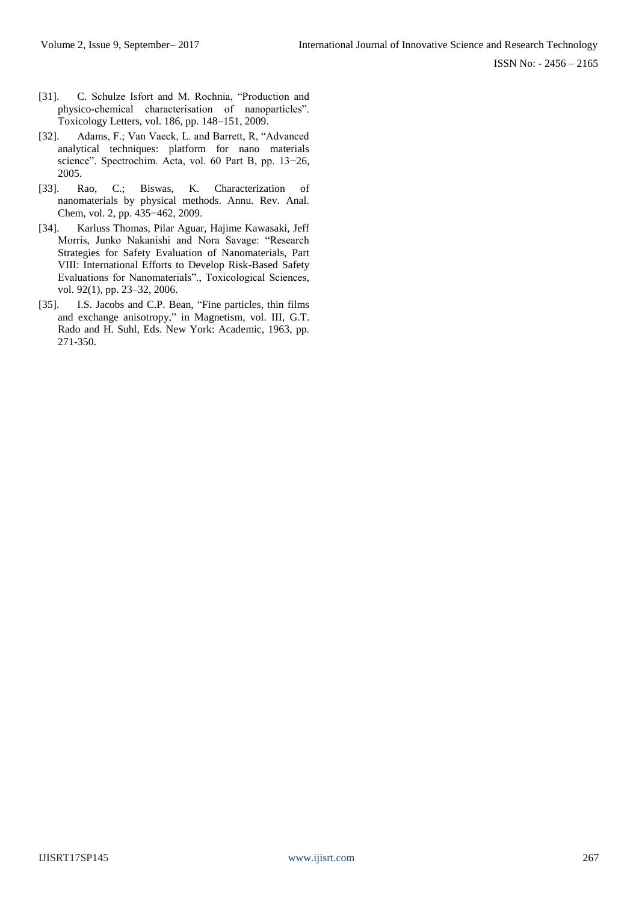[31]. C. Schulze Isfort and M. Rochnia, “Production and physico-chemical characterisation of nanoparticles”. Toxicology Letters, vol. 186, pp. 148–151, 2009.

[32]. Adams, F.; Van Vaeck, L. and Barrett, R, “Advanced analytical techniques: platform for nano materials science”. Spectrochim. Acta, vol. 60 Part B, pp. 13−26, 2005.

[33]. Rao, C.; Biswas, K. Characterization of nanomaterials by physical methods. Annu. Rev. Anal. Chem, vol. 2, pp. 435−462, 2009.

[34]. Karluss Thomas, Pilar Aguar, Hajime Kawasaki, Jeff Morris, Junko Nakanishi and Nora Savage: “Research Strategies for Safety Evaluation of Nanomaterials, Part VIII: International Efforts to Develop Risk-Based Safety Evaluations for Nanomaterials”., Toxicological Sciences, vol. 92(1), pp. 23–32, 2006.

[35]. I.S. Jacobs and C.P. Bean, “Fine particles, thin films and exchange anisotropy,” in Magnetism, vol. III, G.T. Rado and H. Suhl, Eds. New York: Academic, 1963, pp. 271-350.